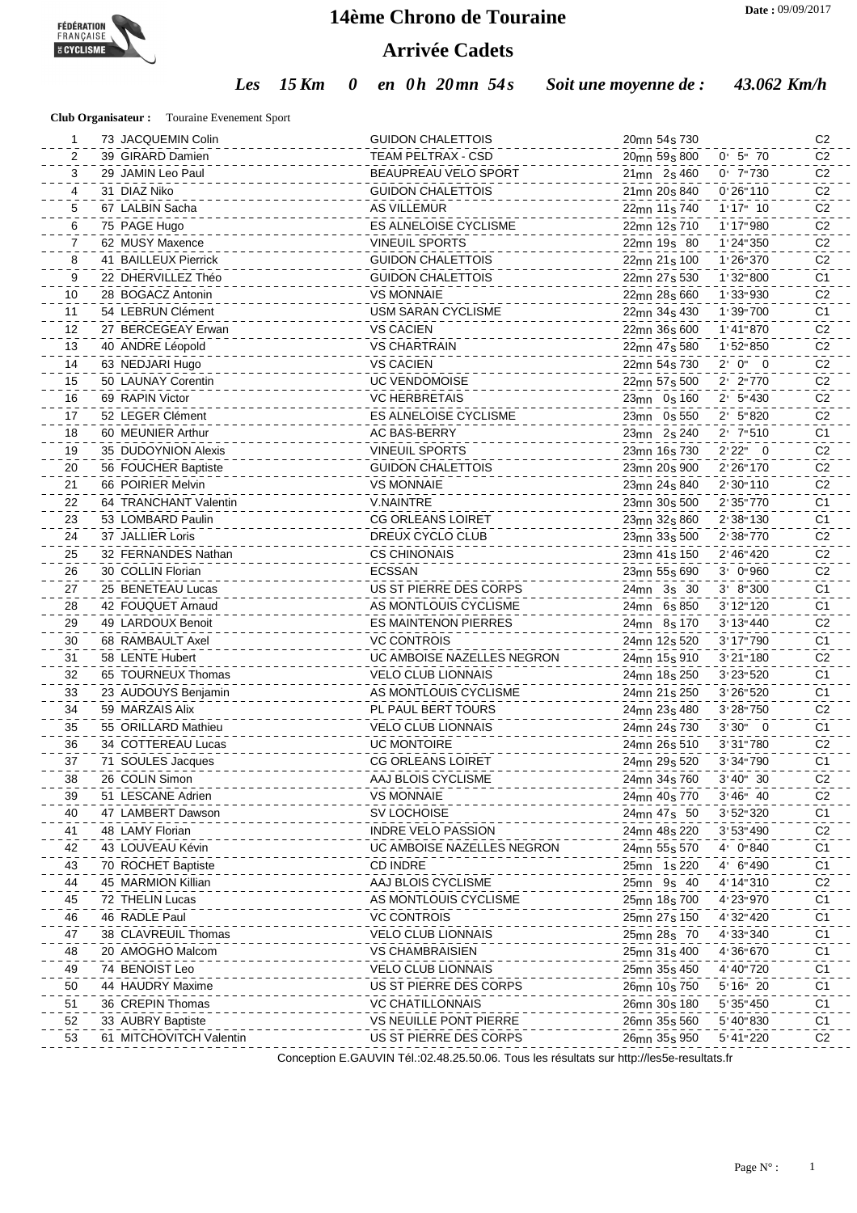# 14ème Chrono de Touraine

## Arrivée Cadets

*Les 15 Km 0 en 0h 20mn 54s Soit une moyenne de : 43.062 Km/h*

**Club Organisateur :** Touraine Evenement Sport

Date : 09/09/2017

| Place | Dossard | Nom | Club | Temps | Écart | Cat. |
|---|---|---|---|---|---|---|
| 1 | 73 | JACQUEMIN Colin | GUIDON CHALETTOIS | 20mn 54s 730 | | C2 |
| 2 | 39 | GIRARD Damien | TEAM PELTRAX - CSD | 20mn 59s 800 | 0' 5" 70 | C2 |
| 3 | 29 | JAMIN Leo Paul | BEAUPREAU VELO SPORT | 21mn 2s 460 | 0' 7"730 | C2 |
| 4 | 31 | DIAZ Niko | GUIDON CHALETTOIS | 21mn 20s 840 | 0'26"110 | C2 |
| 5 | 67 | LALBIN Sacha | AS VILLEMUR | 22mn 11s 740 | 1'17" 10 | C2 |
| 6 | 75 | PAGE Hugo | ES ALNELOISE CYCLISME | 22mn 12s 710 | 1'17"980 | C2 |
| 7 | 62 | MUSY Maxence | VINEUIL SPORTS | 22mn 19s 80 | 1'24"350 | C2 |
| 8 | 41 | BAILLEUX Pierrick | GUIDON CHALETTOIS | 22mn 21s 100 | 1'26"370 | C2 |
| 9 | 22 | DHERVILLEZ Théo | GUIDON CHALETTOIS | 22mn 27s 530 | 1'32"800 | C1 |
| 10 | 28 | BOGACZ Antonin | VS MONNAIE | 22mn 28s 660 | 1'33"930 | C2 |
| 11 | 54 | LEBRUN Clément | USM SARAN CYCLISME | 22mn 34s 430 | 1'39"700 | C1 |
| 12 | 27 | BERCEGEAY Erwan | VS CACIEN | 22mn 36s 600 | 1'41"870 | C2 |
| 13 | 40 | ANDRE Léopold | VS CHARTRAIN | 22mn 47s 580 | 1'52"850 | C2 |
| 14 | 63 | NEDJARI Hugo | VS CACIEN | 22mn 54s 730 | 2' 0" 0 | C2 |
| 15 | 50 | LAUNAY Corentin | UC VENDOMOISE | 22mn 57s 500 | 2' 2"770 | C2 |
| 16 | 69 | RAPIN Victor | VC HERBRETAIS | 23mn 0s 160 | 2' 5"430 | C2 |
| 17 | 52 | LEGER Clément | ES ALNELOISE CYCLISME | 23mn 0s 550 | 2' 5"820 | C2 |
| 18 | 60 | MEUNIER Arthur | AC BAS-BERRY | 23mn 2s 240 | 2' 7"510 | C1 |
| 19 | 35 | DUDOYNION Alexis | VINEUIL SPORTS | 23mn 16s 730 | 2'22" 0 | C2 |
| 20 | 56 | FOUCHER Baptiste | GUIDON CHALETTOIS | 23mn 20s 900 | 2'26"170 | C2 |
| 21 | 66 | POIRIER Melvin | VS MONNAIE | 23mn 24s 840 | 2'30"110 | C2 |
| 22 | 64 | TRANCHANT Valentin | V.NAINTRE | 23mn 30s 500 | 2'35"770 | C1 |
| 23 | 53 | LOMBARD Paulin | CG ORLEANS LOIRET | 23mn 32s 860 | 2'38"130 | C1 |
| 24 | 37 | JALLIER Loris | DREUX CYCLO CLUB | 23mn 33s 500 | 2'38"770 | C2 |
| 25 | 32 | FERNANDES Nathan | CS CHINONAIS | 23mn 41s 150 | 2'46"420 | C2 |
| 26 | 30 | COLLIN Florian | ECSSAN | 23mn 55s 690 | 3' 0"960 | C2 |
| 27 | 25 | BENETEAU Lucas | US ST PIERRE DES CORPS | 24mn 3s 30 | 3' 8"300 | C1 |
| 28 | 42 | FOUQUET Arnaud | AS MONTLOUIS CYCLISME | 24mn 6s 850 | 3'12"120 | C1 |
| 29 | 49 | LARDOUX Benoit | ES MAINTENON PIERRES | 24mn 8s 170 | 3'13"440 | C2 |
| 30 | 68 | RAMBAULT Axel | VC CONTROIS | 24mn 12s 520 | 3'17"790 | C1 |
| 31 | 58 | LENTE Hubert | UC AMBOISE NAZELLES NEGRON | 24mn 15s 910 | 3'21"180 | C2 |
| 32 | 65 | TOURNEUX Thomas | VELO CLUB LIONNAIS | 24mn 18s 250 | 3'23"520 | C1 |
| 33 | 23 | AUDOUYS Benjamin | AS MONTLOUIS CYCLISME | 24mn 21s 250 | 3'26"520 | C1 |
| 34 | 59 | MARZAIS Alix | PL PAUL BERT TOURS | 24mn 23s 480 | 3'28"750 | C2 |
| 35 | 55 | ORILLARD Mathieu | VELO CLUB LIONNAIS | 24mn 24s 730 | 3'30" 0 | C1 |
| 36 | 34 | COTTEREAU Lucas | UC MONTOIRE | 24mn 26s 510 | 3'31"780 | C2 |
| 37 | 71 | SOULES Jacques | CG ORLEANS LOIRET | 24mn 29s 520 | 3'34"790 | C1 |
| 38 | 26 | COLIN Simon | AAJ BLOIS CYCLISME | 24mn 34s 760 | 3'40" 30 | C2 |
| 39 | 51 | LESCANE Adrien | VS MONNAIE | 24mn 40s 770 | 3'46" 40 | C2 |
| 40 | 47 | LAMBERT Dawson | SV LOCHOISE | 24mn 47s 50 | 3'52"320 | C1 |
| 41 | 48 | LAMY Florian | INDRE VELO PASSION | 24mn 48s 220 | 3'53"490 | C2 |
| 42 | 43 | LOUVEAU Kévin | UC AMBOISE NAZELLES NEGRON | 24mn 55s 570 | 4' 0"840 | C1 |
| 43 | 70 | ROCHET Baptiste | CD INDRE | 25mn 1s 220 | 4' 6"490 | C1 |
| 44 | 45 | MARMION Killian | AAJ BLOIS CYCLISME | 25mn 9s 40 | 4'14"310 | C2 |
| 45 | 72 | THELIN Lucas | AS MONTLOUIS CYCLISME | 25mn 18s 700 | 4'23"970 | C1 |
| 46 | 46 | RADLE Paul | VC CONTROIS | 25mn 27s 150 | 4'32"420 | C1 |
| 47 | 38 | CLAVREUIL Thomas | VELO CLUB LIONNAIS | 25mn 28s 70 | 4'33"340 | C1 |
| 48 | 20 | AMOGHO Malcom | VS CHAMBRAISIEN | 25mn 31s 400 | 4'36"670 | C1 |
| 49 | 74 | BENOIST Leo | VELO CLUB LIONNAIS | 25mn 35s 450 | 4'40"720 | C1 |
| 50 | 44 | HAUDRY Maxime | US ST PIERRE DES CORPS | 26mn 10s 750 | 5'16" 20 | C1 |
| 51 | 36 | CREPIN Thomas | VC CHATILLONNAIS | 26mn 30s 180 | 5'35"450 | C1 |
| 52 | 33 | AUBRY Baptiste | VS NEUILLE PONT PIERRE | 26mn 35s 560 | 5'40"830 | C1 |
| 53 | 61 | MITCHOVITCH Valentin | US ST PIERRE DES CORPS | 26mn 35s 950 | 5'41"220 | C2 |

Conception E.GAUVIN Tél.:02.48.25.50.06. Tous les résultats sur http://les5e-resultats.fr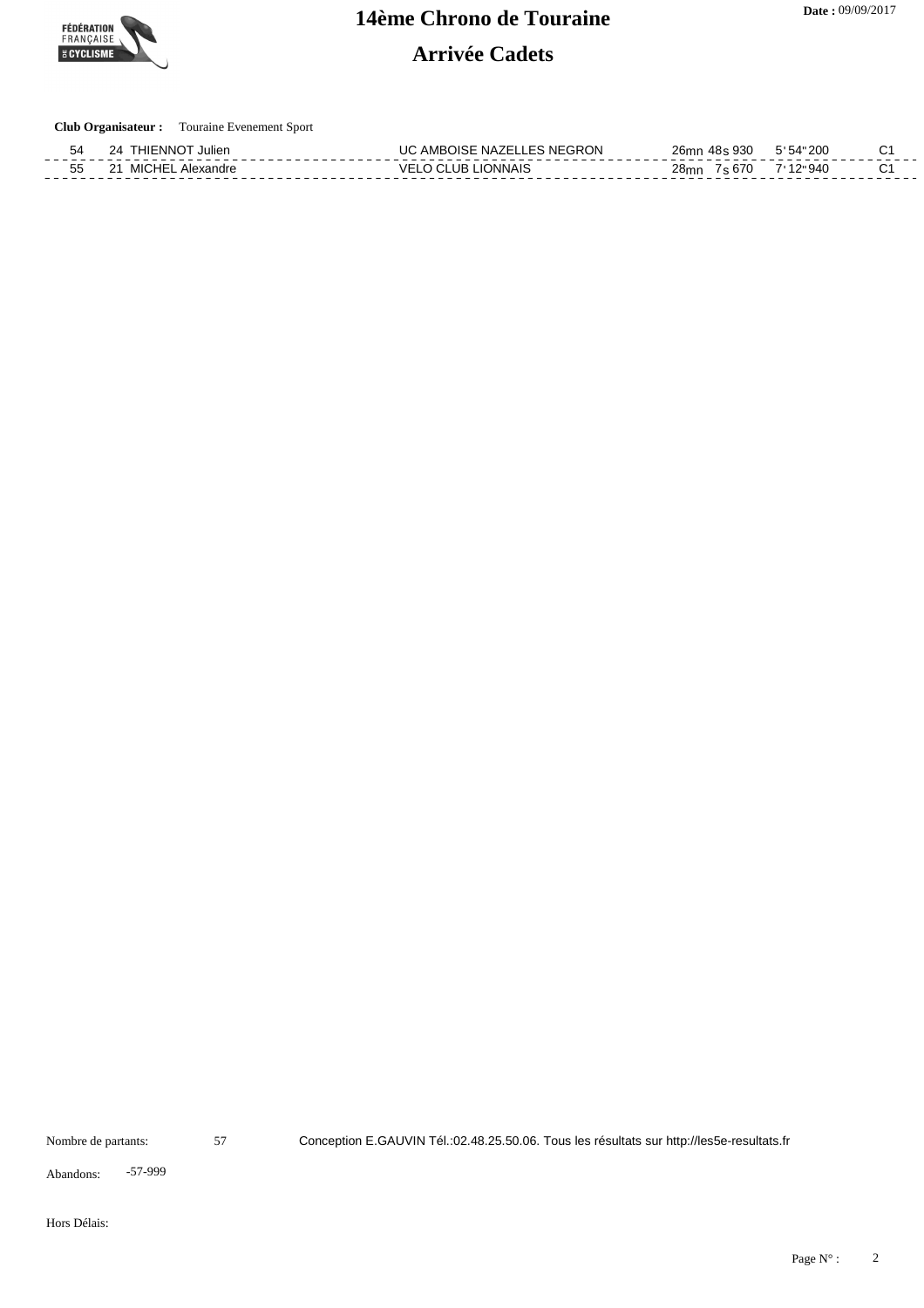# 14ème Chrono de Touraine

## Arrivée Cadets

**Date :** 09/09/2017

**Club Organisateur :** Touraine Evenement Sport

| | | | | | | |
|---|---|---|---|---|---|---|
| 54 | 24 | THIENNOT Julien | UC AMBOISE NAZELLES NEGRON | 26mn 48s 930 | 5' 54" 200 | C1 |
| 55 | 21 | MICHEL Alexandre | VELO CLUB LIONNAIS | 28mn 7s 670 | 7' 12" 940 | C1 |

Nombre de partants: 57

Conception E.GAUVIN Tél.:02.48.25.50.06. Tous les résultats sur http://les5e-resultats.fr

Abandons: -57-999

Hors Délais: